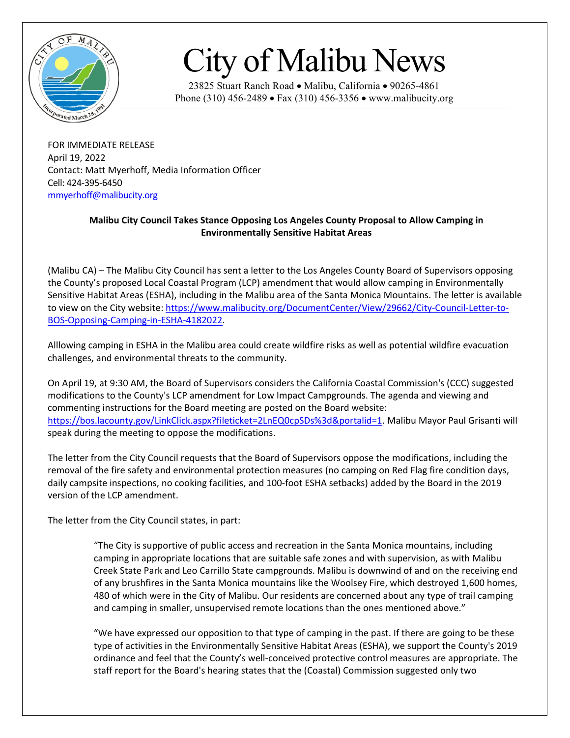# City of Malibu News

23825 Stuart Ranch Road • Malibu, California • 90265-4861
Phone (310) 456-2489 • Fax (310) 456-3356 • www.malibucity.org

FOR IMMEDIATE RELEASE
April 19, 2022
Contact: Matt Myerhoff, Media Information Officer
Cell: 424-395-6450
mmyerhoff@malibucity.org

**Malibu City Council Takes Stance Opposing Los Angeles County Proposal to Allow Camping in Environmentally Sensitive Habitat Areas**

(Malibu CA) – The Malibu City Council has sent a letter to the Los Angeles County Board of Supervisors opposing the County's proposed Local Coastal Program (LCP) amendment that would allow camping in Environmentally Sensitive Habitat Areas (ESHA), including in the Malibu area of the Santa Monica Mountains. The letter is available to view on the City website: https://www.malibucity.org/DocumentCenter/View/29662/City-Council-Letter-to-BOS-Opposing-Camping-in-ESHA-4182022.

Alllowing camping in ESHA in the Malibu area could create wildfire risks as well as potential wildfire evacuation challenges, and environmental threats to the community.

On April 19, at 9:30 AM, the Board of Supervisors considers the California Coastal Commission's (CCC) suggested modifications to the County's LCP amendment for Low Impact Campgrounds. The agenda and viewing and commenting instructions for the Board meeting are posted on the Board website: https://bos.lacounty.gov/LinkClick.aspx?fileticket=2LnEQ0cpSDs%3d&portalid=1. Malibu Mayor Paul Grisanti will speak during the meeting to oppose the modifications.

The letter from the City Council requests that the Board of Supervisors oppose the modifications, including the removal of the fire safety and environmental protection measures (no camping on Red Flag fire condition days, daily campsite inspections, no cooking facilities, and 100-foot ESHA setbacks) added by the Board in the 2019 version of the LCP amendment.

The letter from the City Council states, in part:

> "The City is supportive of public access and recreation in the Santa Monica mountains, including camping in appropriate locations that are suitable safe zones and with supervision, as with Malibu Creek State Park and Leo Carrillo State campgrounds. Malibu is downwind of and on the receiving end of any brushfires in the Santa Monica mountains like the Woolsey Fire, which destroyed 1,600 homes, 480 of which were in the City of Malibu. Our residents are concerned about any type of trail camping and camping in smaller, unsupervised remote locations than the ones mentioned above."
>
> "We have expressed our opposition to that type of camping in the past. If there are going to be these type of activities in the Environmentally Sensitive Habitat Areas (ESHA), we support the County's 2019 ordinance and feel that the County's well-conceived protective control measures are appropriate. The staff report for the Board's hearing states that the (Coastal) Commission suggested only two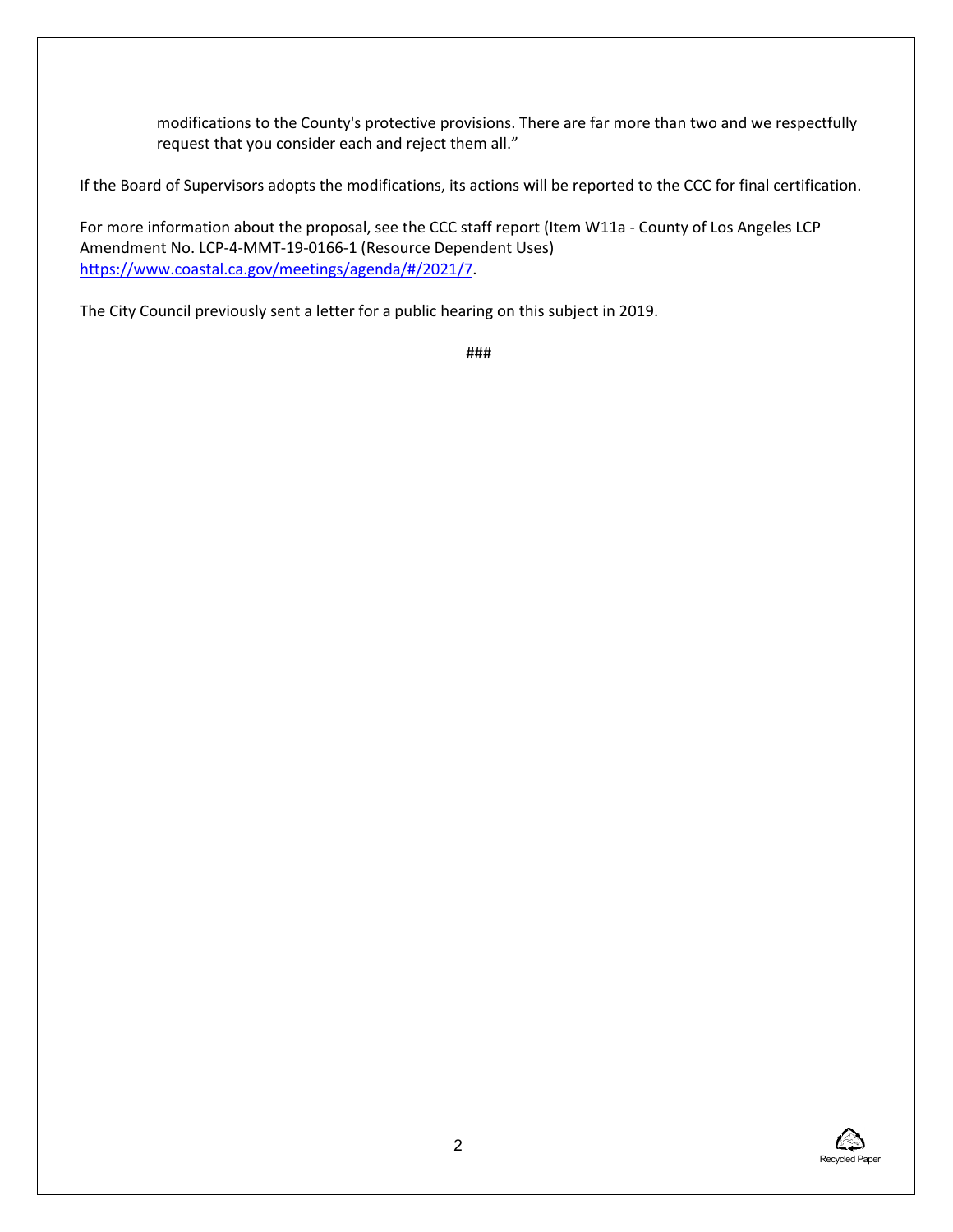> modifications to the County's protective provisions. There are far more than two and we respectfully request that you consider each and reject them all."

If the Board of Supervisors adopts the modifications, its actions will be reported to the CCC for final certification.

For more information about the proposal, see the CCC staff report (Item W11a - County of Los Angeles LCP Amendment No. LCP-4-MMT-19-0166-1 (Resource Dependent Uses) https://www.coastal.ca.gov/meetings/agenda/#/2021/7.

The City Council previously sent a letter for a public hearing on this subject in 2019.

###

Recycled Paper